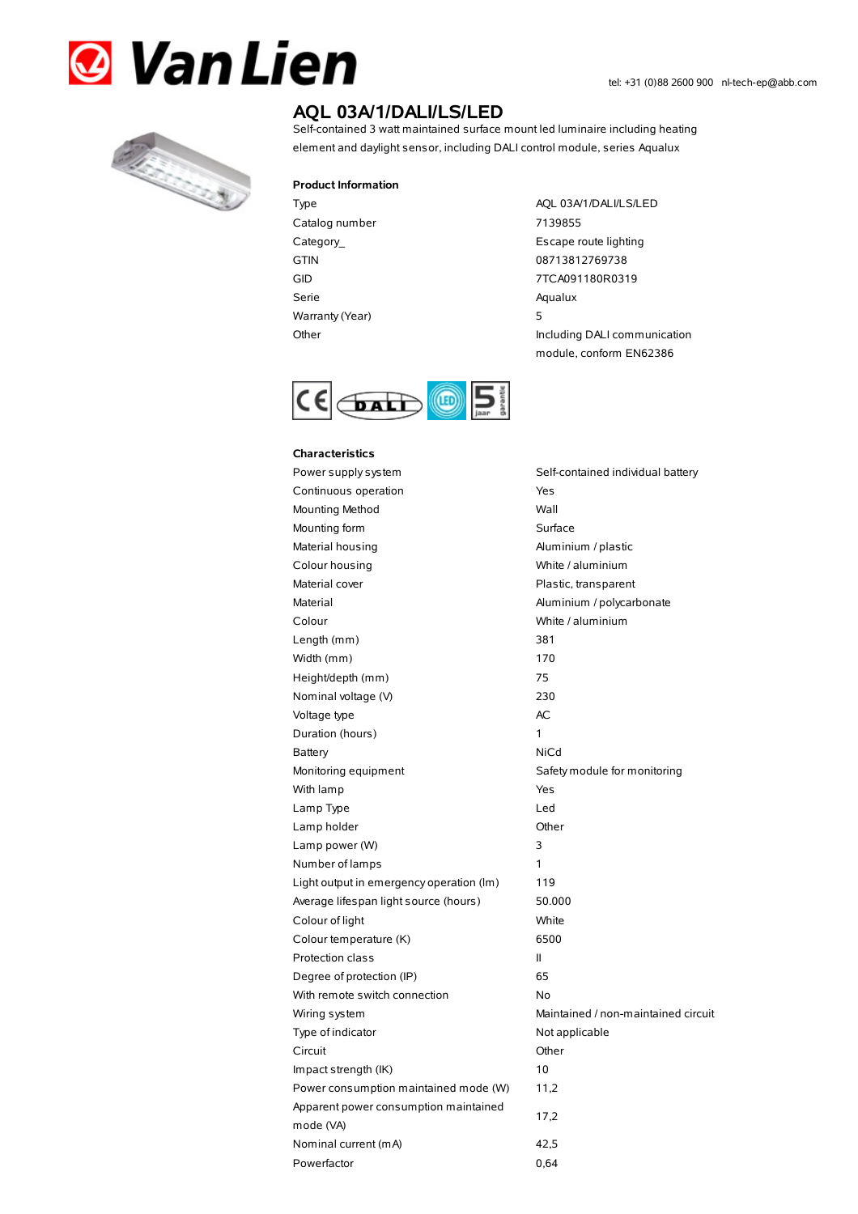Van Lien

tel: +31 (0)88 2600 900 nl-tech-ep@abb.com

# AQL 03A/1/DALI/LS/LED

Self-contained 3 watt maintained surface mount led luminaire including heating element and daylight sensor, including DALI control module, series Aqualux

## Product Information

| | |
|---|---|
| Type | AQL 03A/1/DALI/LS/LED |
| Catalog number | 7139855 |
| Category_ | Escape route lighting |
| GTIN | 08713812769738 |
| GID | 7TCA091180R0319 |
| Serie | Aqualux |
| Warranty (Year) | 5 |
| Other | Including DALI communication module, conform EN62386 |

## Characteristics

| | |
|---|---|
| Power supply system | Self-contained individual battery |
| Continuous operation | Yes |
| Mounting Method | Wall |
| Mounting form | Surface |
| Material housing | Aluminium / plastic |
| Colour housing | White / aluminium |
| Material cover | Plastic, transparent |
| Material | Aluminium / polycarbonate |
| Colour | White / aluminium |
| Length (mm) | 381 |
| Width (mm) | 170 |
| Height/depth (mm) | 75 |
| Nominal voltage (V) | 230 |
| Voltage type | AC |
| Duration (hours) | 1 |
| Battery | NiCd |
| Monitoring equipment | Safety module for monitoring |
| With lamp | Yes |
| Lamp Type | Led |
| Lamp holder | Other |
| Lamp power (W) | 3 |
| Number of lamps | 1 |
| Light output in emergency operation (lm) | 119 |
| Average lifespan light source (hours) | 50.000 |
| Colour of light | White |
| Colour temperature (K) | 6500 |
| Protection class | II |
| Degree of protection (IP) | 65 |
| With remote switch connection | No |
| Wiring system | Maintained / non-maintained circuit |
| Type of indicator | Not applicable |
| Circuit | Other |
| Impact strength (IK) | 10 |
| Power consumption maintained mode (W) | 11,2 |
| Apparent power consumption maintained mode (VA) | 17,2 |
| Nominal current (mA) | 42,5 |
| Powerfactor | 0,64 |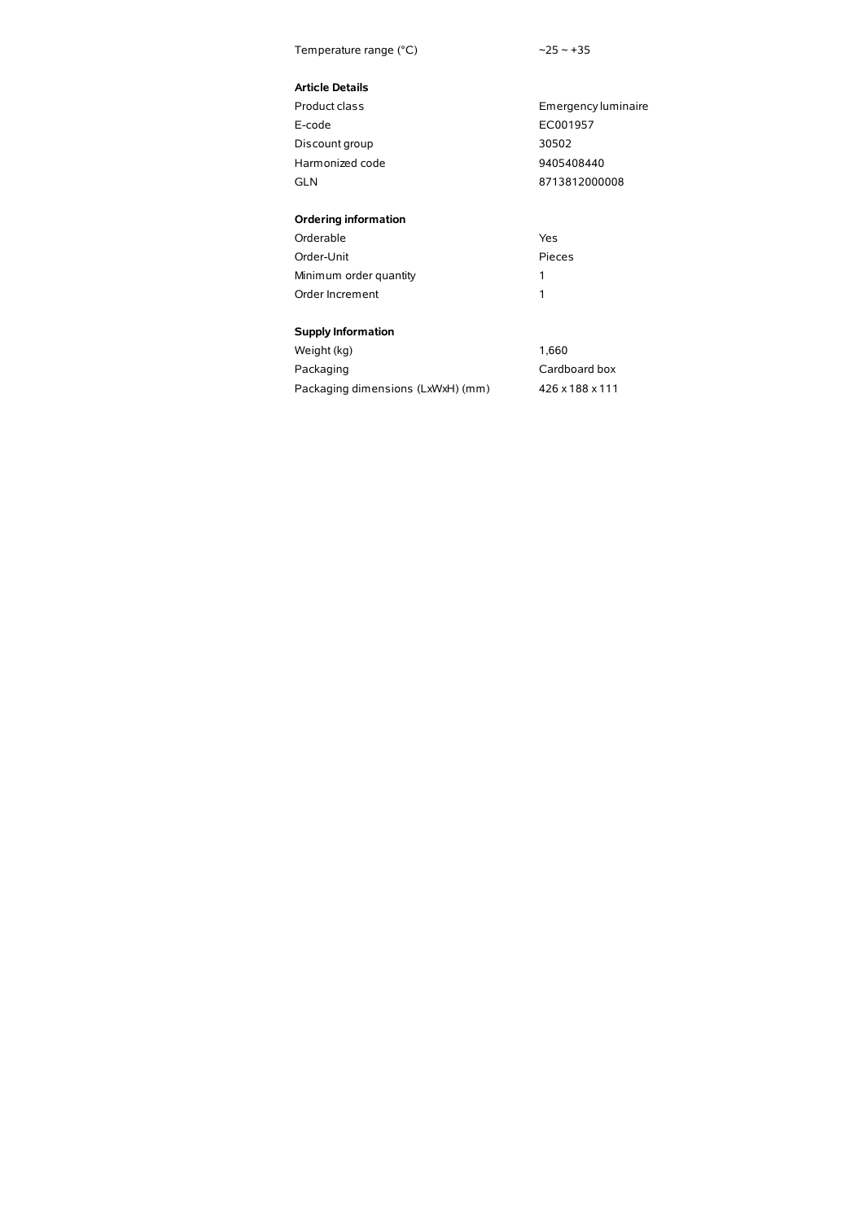| | |
|---|---|
| Temperature range (°C) | ~25 ~ +35 |

**Article Details**

| | |
|---|---|
| Product class | Emergency luminaire |
| E-code | EC001957 |
| Discount group | 30502 |
| Harmonized code | 9405408440 |
| GLN | 8713812000008 |

**Ordering information**

| | |
|---|---|
| Orderable | Yes |
| Order-Unit | Pieces |
| Minimum order quantity | 1 |
| Order Increment | 1 |

**Supply Information**

| | |
|---|---|
| Weight (kg) | 1,660 |
| Packaging | Cardboard box |
| Packaging dimensions (LxWxH) (mm) | 426 x 188 x 111 |